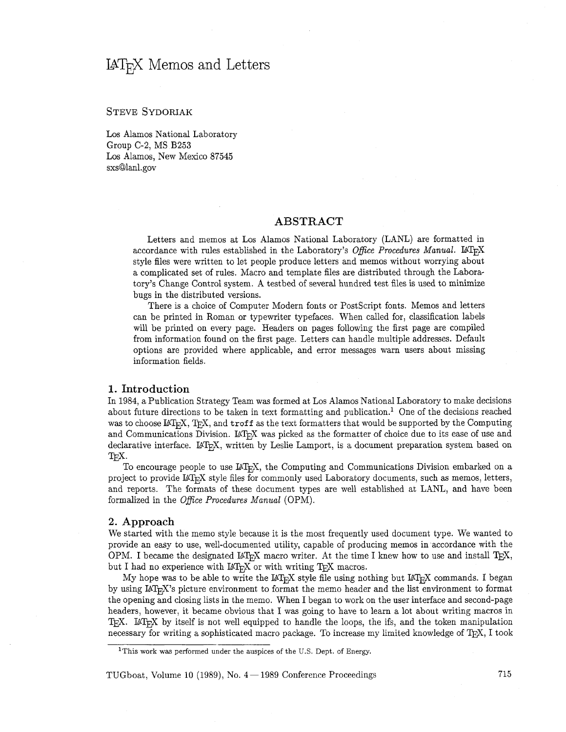# LaTeX Memos and Letters

STEVE SYDORIAK

Los Alamos National Laboratory
Group C-2, MS B253
Los Alamos, New Mexico 87545
sxs@lanl.gov

## ABSTRACT

Letters and memos at Los Alamos National Laboratory (LANL) are formatted in accordance with rules established in the Laboratory's *Office Procedures Manual*. LaTeX style files were written to let people produce letters and memos without worrying about a complicated set of rules. Macro and template files are distributed through the Laboratory's Change Control system. A testbed of several hundred test files is used to minimize bugs in the distributed versions.

There is a choice of Computer Modern fonts or PostScript fonts. Memos and letters can be printed in Roman or typewriter typefaces. When called for, classification labels will be printed on every page. Headers on pages following the first page are compiled from information found on the first page. Letters can handle multiple addresses. Default options are provided where applicable, and error messages warn users about missing information fields.

## 1. Introduction

In 1984, a Publication Strategy Team was formed at Los Alamos National Laboratory to make decisions about future directions to be taken in text formatting and publication.[1] One of the decisions reached was to choose LaTeX, TeX, and `troff` as the text formatters that would be supported by the Computing and Communications Division. LaTeX was picked as the formatter of choice due to its ease of use and declarative interface. LaTeX, written by Leslie Lamport, is a document preparation system based on TeX.

To encourage people to use LaTeX, the Computing and Communications Division embarked on a project to provide LaTeX style files for commonly used Laboratory documents, such as memos, letters, and reports. The formats of these document types are well established at LANL, and have been formalized in the *Office Procedures Manual* (OPM).

## 2. Approach

We started with the memo style because it is the most frequently used document type. We wanted to provide an easy to use, well-documented utility, capable of producing memos in accordance with the OPM. I became the designated LaTeX macro writer. At the time I knew how to use and install TeX, but I had no experience with LaTeX or with writing TeX macros.

My hope was to be able to write the LaTeX style file using nothing but LaTeX commands. I began by using LaTeX's picture environment to format the memo header and the list environment to format the opening and closing lists in the memo. When I began to work on the user interface and second-page headers, however, it became obvious that I was going to have to learn a lot about writing macros in TeX. LaTeX by itself is not well equipped to handle the loops, the ifs, and the token manipulation necessary for writing a sophisticated macro package. To increase my limited knowledge of TeX, I took

[1] This work was performed under the auspices of the U.S. Dept. of Energy.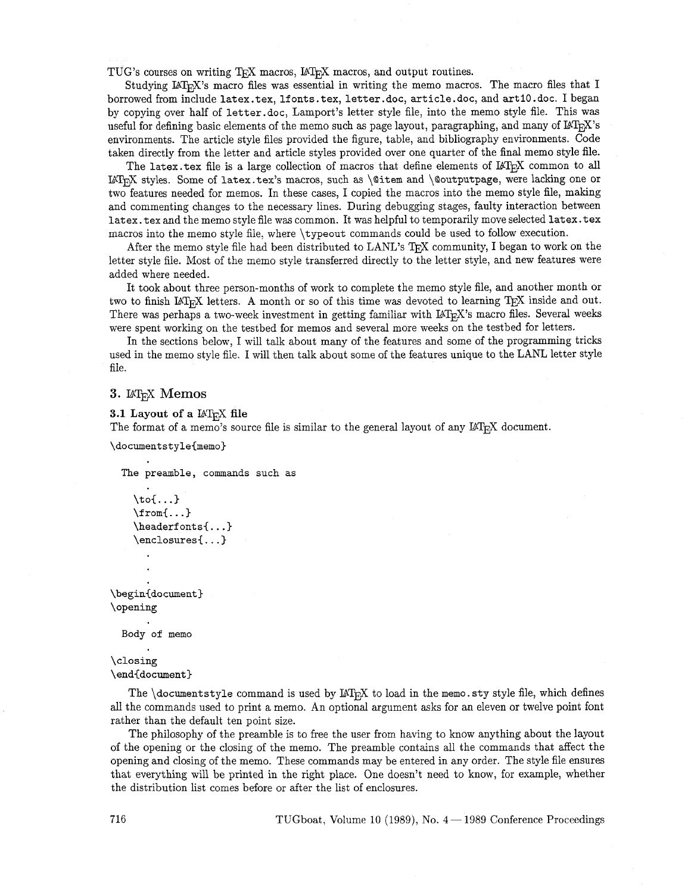TUG's courses on writing TeX macros, LaTeX macros, and output routines.

Studying LaTeX's macro files was essential in writing the memo macros. The macro files that I borrowed from include `latex.tex`, `lfonts.tex`, `letter.doc`, `article.doc`, and `art10.doc`. I began by copying over half of `letter.doc`, Lamport's letter style file, into the memo style file. This was useful for defining basic elements of the memo such as page layout, paragraphing, and many of LaTeX's environments. The article style files provided the figure, table, and bibliography environments. Code taken directly from the letter and article styles provided over one quarter of the final memo style file.

The `latex.tex` file is a large collection of macros that define elements of LaTeX common to all LaTeX styles. Some of `latex.tex`'s macros, such as `\@item` and `\@outputpage`, were lacking one or two features needed for memos. In these cases, I copied the macros into the memo style file, making and commenting changes to the necessary lines. During debugging stages, faulty interaction between `latex.tex` and the memo style file was common. It was helpful to temporarily move selected `latex.tex` macros into the memo style file, where `\typeout` commands could be used to follow execution.

After the memo style file had been distributed to LANL's TeX community, I began to work on the letter style file. Most of the memo style transferred directly to the letter style, and new features were added where needed.

It took about three person-months of work to complete the memo style file, and another month or two to finish LaTeX letters. A month or so of this time was devoted to learning TeX inside and out. There was perhaps a two-week investment in getting familiar with LaTeX's macro files. Several weeks were spent working on the testbed for memos and several more weeks on the testbed for letters.

In the sections below, I will talk about many of the features and some of the programming tricks used in the memo style file. I will then talk about some of the features unique to the LANL letter style file.

## 3. LaTeX Memos

### 3.1 Layout of a LaTeX file

The format of a memo's source file is similar to the general layout of any LaTeX document.

```
\documentstyle{memo}
      .
  The preamble, commands such as
      .
    \to{...}
    \from{...}
    \headerfonts{...}
    \enclosures{...}
      .
      .
      .
\begin{document}
\opening
      .
  Body of memo
      .
\closing
\end{document}
```

The `\documentstyle` command is used by LaTeX to load in the `memo.sty` style file, which defines all the commands used to print a memo. An optional argument asks for an eleven or twelve point font rather than the default ten point size.

The philosophy of the preamble is to free the user from having to know anything about the layout of the opening or the closing of the memo. The preamble contains all the commands that affect the opening and closing of the memo. These commands may be entered in any order. The style file ensures that everything will be printed in the right place. One doesn't need to know, for example, whether the distribution list comes before or after the list of enclosures.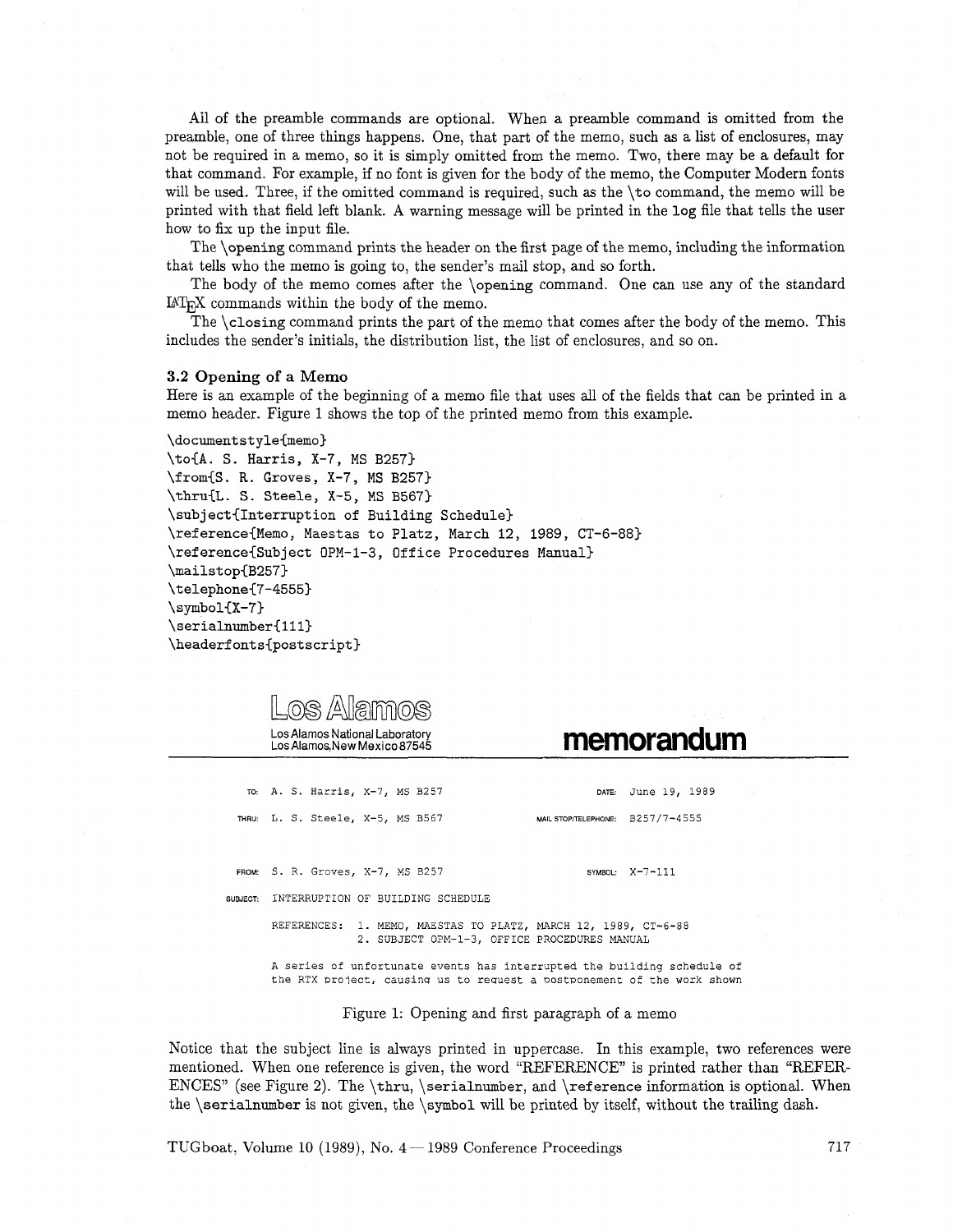All of the preamble commands are optional. When a preamble command is omitted from the preamble, one of three things happens. One, that part of the memo, such as a list of enclosures, may not be required in a memo, so it is simply omitted from the memo. Two, there may be a default for that command. For example, if no font is given for the body of the memo, the Computer Modern fonts will be used. Three, if the omitted command is required, such as the `\to` command, the memo will be printed with that field left blank. A warning message will be printed in the `log` file that tells the user how to fix up the input file.

The `\opening` command prints the header on the first page of the memo, including the information that tells who the memo is going to, the sender's mail stop, and so forth.

The body of the memo comes after the `\opening` command. One can use any of the standard LaTeX commands within the body of the memo.

The `\closing` command prints the part of the memo that comes after the body of the memo. This includes the sender's initials, the distribution list, the list of enclosures, and so on.

### 3.2 Opening of a Memo

Here is an example of the beginning of a memo file that uses all of the fields that can be printed in a memo header. Figure 1 shows the top of the printed memo from this example.

```
\documentstyle{memo}
\to{A. S. Harris, X-7, MS B257}
\from{S. R. Groves, X-7, MS B257}
\thru{L. S. Steele, X-5, MS B567}
\subject{Interruption of Building Schedule}
\reference{Memo, Maestas to Platz, March 12, 1989, CT-6-88}
\reference{Subject OPM-1-3, Office Procedures Manual}
\mailstop{B257}
\telephone{7-4555}
\symbol{X-7}
\serialnumber{111}
\headerfonts{postscript}
```

Los Alamos

Los Alamos National Laboratory
Los Alamos, New Mexico 87545

**memorandum**

TO: A. S. Harris, X-7, MS B257 DATE: June 19, 1989

THRU: L. S. Steele, X-5, MS B567 MAIL STOP/TELEPHONE: B257/7-4555

FROM: S. R. Groves, X-7, MS B257 SYMBOL: X-7-111

SUBJECT: INTERRUPTION OF BUILDING SCHEDULE

REFERENCES: 1. MEMO, MAESTAS TO PLATZ, MARCH 12, 1989, CT-6-88
2. SUBJECT OPM-1-3, OFFICE PROCEDURES MANUAL

A series of unfortunate events has interrupted the building schedule of the RTX project, causing us to request a postponement of the work shown

Figure 1: Opening and first paragraph of a memo

Notice that the subject line is always printed in uppercase. In this example, two references were mentioned. When one reference is given, the word "REFERENCE" is printed rather than "REFERENCES" (see Figure 2). The `\thru`, `\serialnumber`, and `\reference` information is optional. When the `\serialnumber` is not given, the `\symbol` will be printed by itself, without the trailing dash.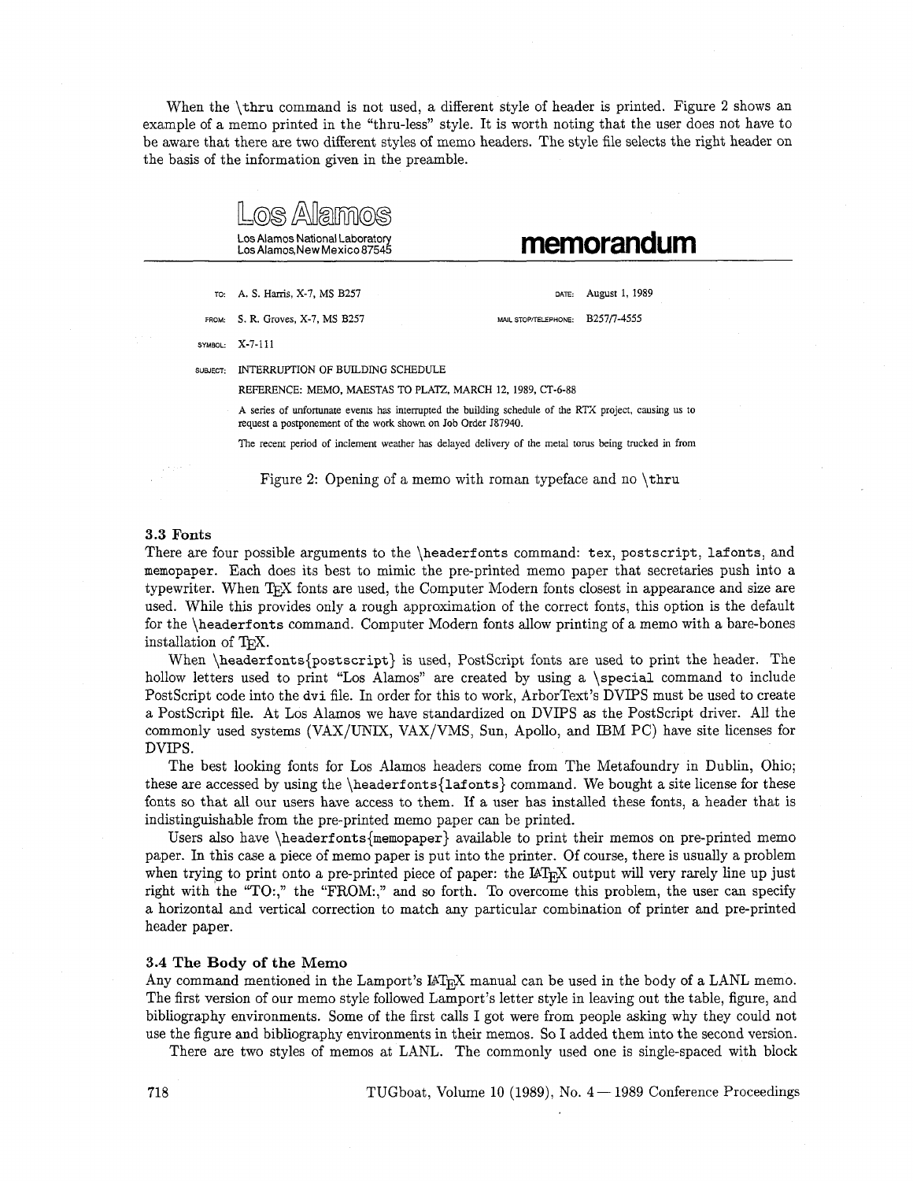When the \thru command is not used, a different style of header is printed. Figure 2 shows an example of a memo printed in the "thru-less" style. It is worth noting that the user does not have to be aware that there are two different styles of memo headers. The style file selects the right header on the basis of the information given in the preamble.

Los Alamos

Los Alamos National Laboratory
Los Alamos,New Mexico 87545

**memorandum**

TO: A. S. Harris, X-7, MS B257

DATE: August 1, 1989

FROM: S. R. Groves, X-7, MS B257

MAIL STOP/TELEPHONE: B257/7-4555

SYMBOL: X-7-111

SUBJECT: INTERRUPTION OF BUILDING SCHEDULE

REFERENCE: MEMO, MAESTAS TO PLATZ, MARCH 12, 1989, CT-6-88

A series of unfortunate events has interrupted the building schedule of the RTX project, causing us to request a postponement of the work shown on Job Order J87940.

The recent period of inclement weather has delayed delivery of the metal torus being trucked in from

Figure 2: Opening of a memo with roman typeface and no \thru

### 3.3 Fonts

There are four possible arguments to the \headerfonts command: tex, postscript, lafonts, and memopaper. Each does its best to mimic the pre-printed memo paper that secretaries push into a typewriter. When TeX fonts are used, the Computer Modern fonts closest in appearance and size are used. While this provides only a rough approximation of the correct fonts, this option is the default for the \headerfonts command. Computer Modern fonts allow printing of a memo with a bare-bones installation of TeX.

When \headerfonts{postscript} is used, PostScript fonts are used to print the header. The hollow letters used to print "Los Alamos" are created by using a \special command to include PostScript code into the dvi file. In order for this to work, ArborText's DVIPS must be used to create a PostScript file. At Los Alamos we have standardized on DVIPS as the PostScript driver. All the commonly used systems (VAX/UNIX, VAX/VMS, Sun, Apollo, and IBM PC) have site licenses for DVIPS.

The best looking fonts for Los Alamos headers come from The Metafoundry in Dublin, Ohio; these are accessed by using the \headerfonts{lafonts} command. We bought a site license for these fonts so that all our users have access to them. If a user has installed these fonts, a header that is indistinguishable from the pre-printed memo paper can be printed.

Users also have \headerfonts{memopaper} available to print their memos on pre-printed memo paper. In this case a piece of memo paper is put into the printer. Of course, there is usually a problem when trying to print onto a pre-printed piece of paper: the LaTeX output will very rarely line up just right with the "TO:," the "FROM:," and so forth. To overcome this problem, the user can specify a horizontal and vertical correction to match any particular combination of printer and pre-printed header paper.

### 3.4 The Body of the Memo

Any command mentioned in the Lamport's LaTeX manual can be used in the body of a LANL memo. The first version of our memo style followed Lamport's letter style in leaving out the table, figure, and bibliography environments. Some of the first calls I got were from people asking why they could not use the figure and bibliography environments in their memos. So I added them into the second version.

There are two styles of memos at LANL. The commonly used one is single-spaced with block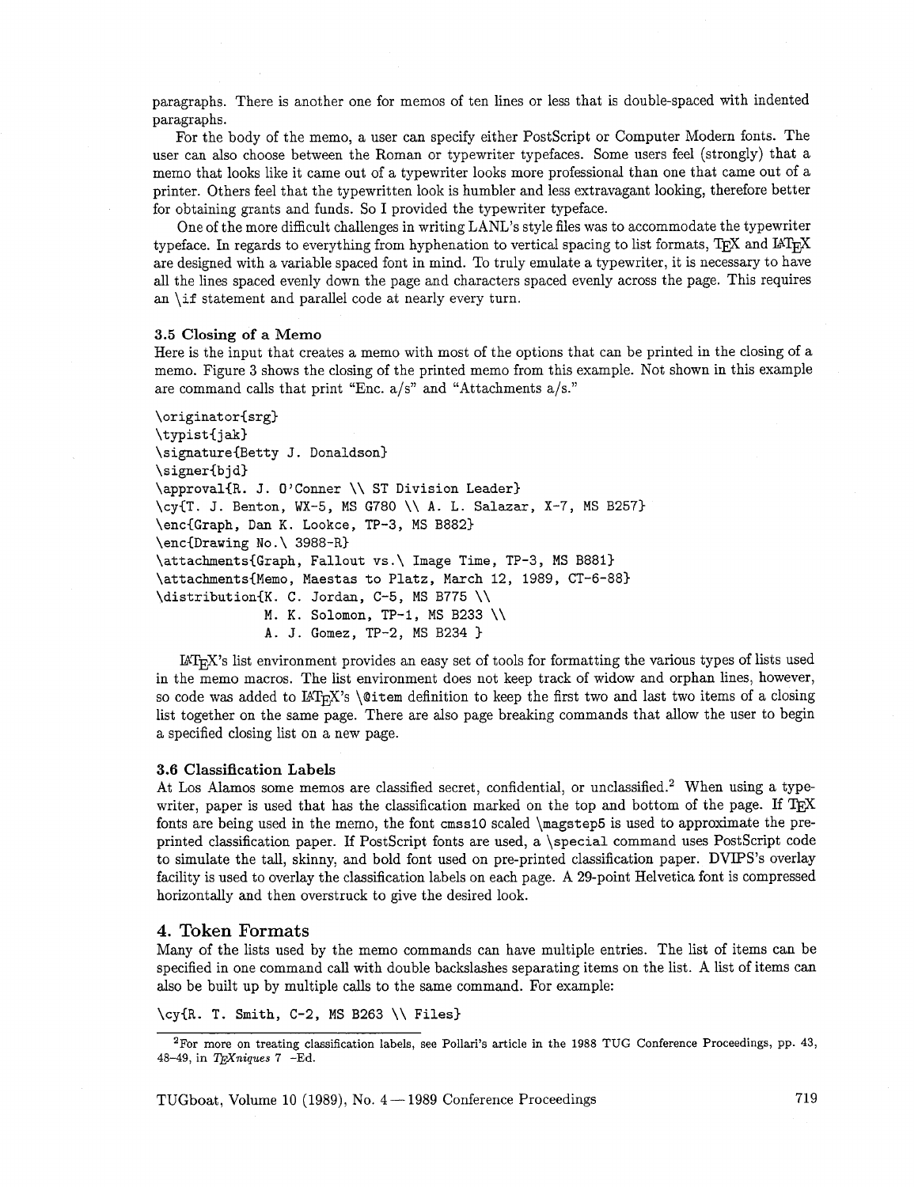paragraphs. There is another one for memos of ten lines or less that is double-spaced with indented paragraphs.

For the body of the memo, a user can specify either PostScript or Computer Modern fonts. The user can also choose between the Roman or typewriter typefaces. Some users feel (strongly) that a memo that looks like it came out of a typewriter looks more professional than one that came out of a printer. Others feel that the typewritten look is humbler and less extravagant looking, therefore better for obtaining grants and funds. So I provided the typewriter typeface.

One of the more difficult challenges in writing LANL's style files was to accommodate the typewriter typeface. In regards to everything from hyphenation to vertical spacing to list formats, TEX and LATEX are designed with a variable spaced font in mind. To truly emulate a typewriter, it is necessary to have all the lines spaced evenly down the page and characters spaced evenly across the page. This requires an `\if` statement and parallel code at nearly every turn.

### 3.5 Closing of a Memo

Here is the input that creates a memo with most of the options that can be printed in the closing of a memo. Figure 3 shows the closing of the printed memo from this example. Not shown in this example are command calls that print "Enc. a/s" and "Attachments a/s."

```
\originator{srg}
\typist{jak}
\signature{Betty J. Donaldson}
\signer{bjd}
\approval{R. J. O'Conner \\ ST Division Leader}
\cy{T. J. Benton, WX-5, MS G780 \\ A. L. Salazar, X-7, MS B257}
\enc{Graph, Dan K. Lookce, TP-3, MS B882}
\enc{Drawing No.\ 3988-R}
\attachments{Graph, Fallout vs.\ Image Time, TP-3, MS B881}
\attachments{Memo, Maestas to Platz, March 12, 1989, CT-6-88}
\distribution{K. C. Jordan, C-5, MS B775 \\
              M. K. Solomon, TP-1, MS B233 \\
              A. J. Gomez, TP-2, MS B234 }
```

LATEX's list environment provides an easy set of tools for formatting the various types of lists used in the memo macros. The list environment does not keep track of widow and orphan lines, however, so code was added to LATEX's `\@item` definition to keep the first two and last two items of a closing list together on the same page. There are also page breaking commands that allow the user to begin a specified closing list on a new page.

### 3.6 Classification Labels

At Los Alamos some memos are classified secret, confidential, or unclassified.[2] When using a typewriter, paper is used that has the classification marked on the top and bottom of the page. If TEX fonts are being used in the memo, the font `cmss10` scaled `\magstep5` is used to approximate the preprinted classification paper. If PostScript fonts are used, a `\special` command uses PostScript code to simulate the tall, skinny, and bold font used on pre-printed classification paper. DVIPS's overlay facility is used to overlay the classification labels on each page. A 29-point Helvetica font is compressed horizontally and then overstruck to give the desired look.

## 4. Token Formats

Many of the lists used by the memo commands can have multiple entries. The list of items can be specified in one command call with double backslashes separating items on the list. A list of items can also be built up by multiple calls to the same command. For example:

```
\cy{R. T. Smith, C-2, MS B263 \\ Files}
```

[2] For more on treating classification labels, see Pollari's article in the 1988 TUG Conference Proceedings, pp. 43, 48–49, in *TEXniques* 7 –Ed.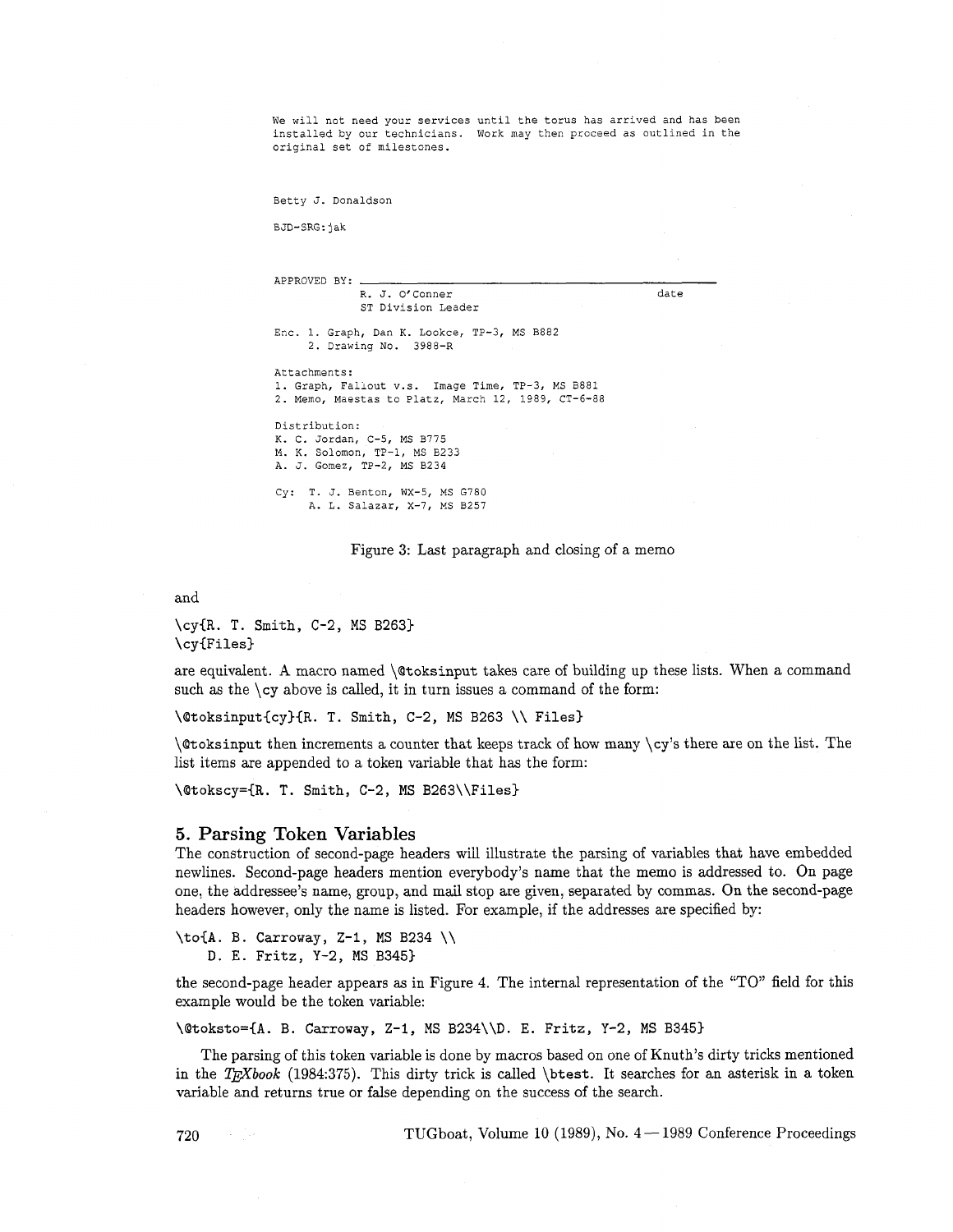```
We will not need your services until the torus has arrived and has been
installed by our technicians.  Work may then proceed as outlined in the
original set of milestones.


Betty J. Donaldson

BJD-SRG:jak


APPROVED BY: ____________________________________________________________
             R. J. O'Conner                                      date
             ST Division Leader

Enc. 1. Graph, Dan K. Lookce, TP-3, MS B882
     2. Drawing No.  3988-R

Attachments:
1. Graph, Fallout v.s.  Image Time, TP-3, MS B881
2. Memo, Maestas to Platz, March 12, 1989, CT-6-88

Distribution:
K. C. Jordan, C-5, MS B775
M. K. Solomon, TP-1, MS B233
A. J. Gomez, TP-2, MS B234

Cy:  T. J. Benton, WX-5, MS G780
     A. L. Salazar, X-7, MS B257
```

Figure 3: Last paragraph and closing of a memo

and

```
\cy{R. T. Smith, C-2, MS B263}
\cy{Files}
```

are equivalent. A macro named `\@toksinput` takes care of building up these lists. When a command such as the `\cy` above is called, it in turn issues a command of the form:

```
\@toksinput{cy}{R. T. Smith, C-2, MS B263 \\ Files}
```

`\@toksinput` then increments a counter that keeps track of how many `\cy`'s there are on the list. The list items are appended to a token variable that has the form:

```
\@tokscy={R. T. Smith, C-2, MS B263\\Files}
```

## 5. Parsing Token Variables

The construction of second-page headers will illustrate the parsing of variables that have embedded newlines. Second-page headers mention everybody's name that the memo is addressed to. On page one, the addressee's name, group, and mail stop are given, separated by commas. On the second-page headers however, only the name is listed. For example, if the addresses are specified by:

```
\to{A. B. Carroway, Z-1, MS B234 \\
    D. E. Fritz, Y-2, MS B345}
```

the second-page header appears as in Figure 4. The internal representation of the "TO" field for this example would be the token variable:

```
\@toksto={A. B. Carroway, Z-1, MS B234\\D. E. Fritz, Y-2, MS B345}
```

The parsing of this token variable is done by macros based on one of Knuth's dirty tricks mentioned in the *TEXbook* (1984:375). This dirty trick is called `\btest`. It searches for an asterisk in a token variable and returns true or false depending on the success of the search.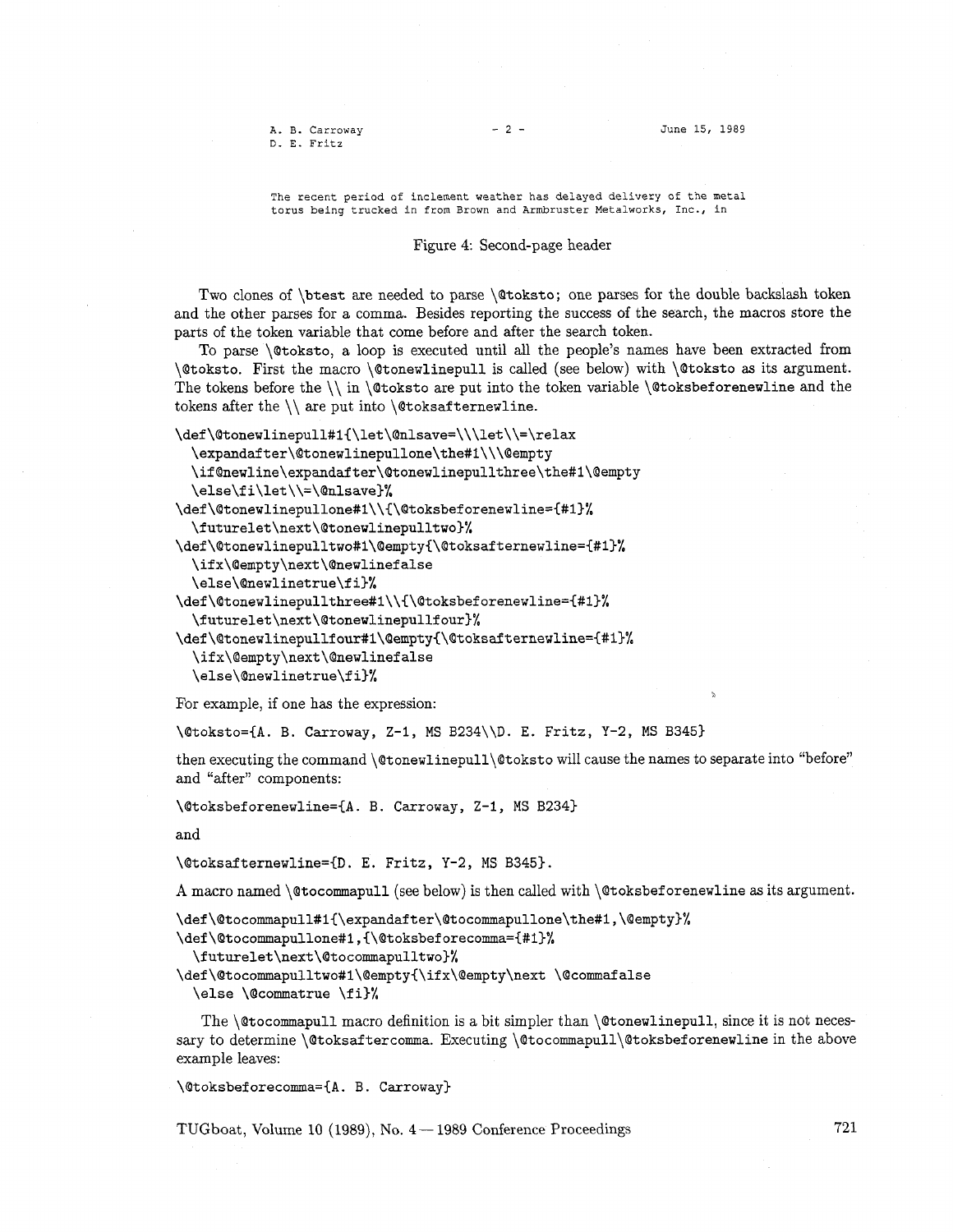```
A. B. Carroway                    - 2 -                    June 15, 1989
D. E. Fritz

The recent period of inclement weather has delayed delivery of the metal
torus being trucked in from Brown and Armbruster Metalworks, Inc., in
```

Figure 4: Second-page header

Two clones of `\btest` are needed to parse `\@toksto`; one parses for the double backslash token and the other parses for a comma. Besides reporting the success of the search, the macros store the parts of the token variable that come before and after the search token.

To parse `\@toksto`, a loop is executed until all the people's names have been extracted from `\@toksto`. First the macro `\@tonewlinepull` is called (see below) with `\@toksto` as its argument. The tokens before the `\\` in `\@toksto` are put into the token variable `\@toksbeforenewline` and the tokens after the `\\` are put into `\@toksafternewline`.

```
\def\@tonewlinepull#1{\let\@nlsave=\\\let\\=\relax
  \expandafter\@tonewlinepullone\the#1\\\@empty
  \if@newline\expandafter\@tonewlinepullthree\the#1\@empty
  \else\fi\let\\=\@nlsave}%
\def\@tonewlinepullone#1\\{\@toksbeforenewline={#1}%
  \futurelet\next\@tonewlinepulltwo}%
\def\@tonewlinepulltwo#1\@empty{\@toksafternewline={#1}%
  \ifx\@empty\next\@newlinefalse
  \else\@newlinetrue\fi}%
\def\@tonewlinepullthree#1\\{\@toksbeforenewline={#1}%
  \futurelet\next\@tonewlinepullfour}%
\def\@tonewlinepullfour#1\@empty{\@toksafternewline={#1}%
  \ifx\@empty\next\@newlinefalse
  \else\@newlinetrue\fi}%
```

For example, if one has the expression:

```
\@toksto={A. B. Carroway, Z-1, MS B234\\D. E. Fritz, Y-2, MS B345}
```

then executing the command `\@tonewlinepull\@toksto` will cause the names to separate into "before" and "after" components:

```
\@toksbeforenewline={A. B. Carroway, Z-1, MS B234}
```

and

```
\@toksafternewline={D. E. Fritz, Y-2, MS B345}.
```

A macro named `\@tocommapull` (see below) is then called with `\@toksbeforenewline` as its argument.

```
\def\@tocommapull#1{\expandafter\@tocommapullone\the#1,\@empty}%
\def\@tocommapullone#1,{\@toksbeforecomma={#1}%
  \futurelet\next\@tocommapulltwo}%
\def\@tocommapulltwo#1\@empty{\ifx\@empty\next \@commafalse
  \else \@commatrue \fi}%
```

The `\@tocommapull` macro definition is a bit simpler than `\@tonewlinepull`, since it is not necessary to determine `\@toksaftercomma`. Executing `\@tocommapull\@toksbeforenewline` in the above example leaves:

```
\@toksbeforecomma={A. B. Carroway}
```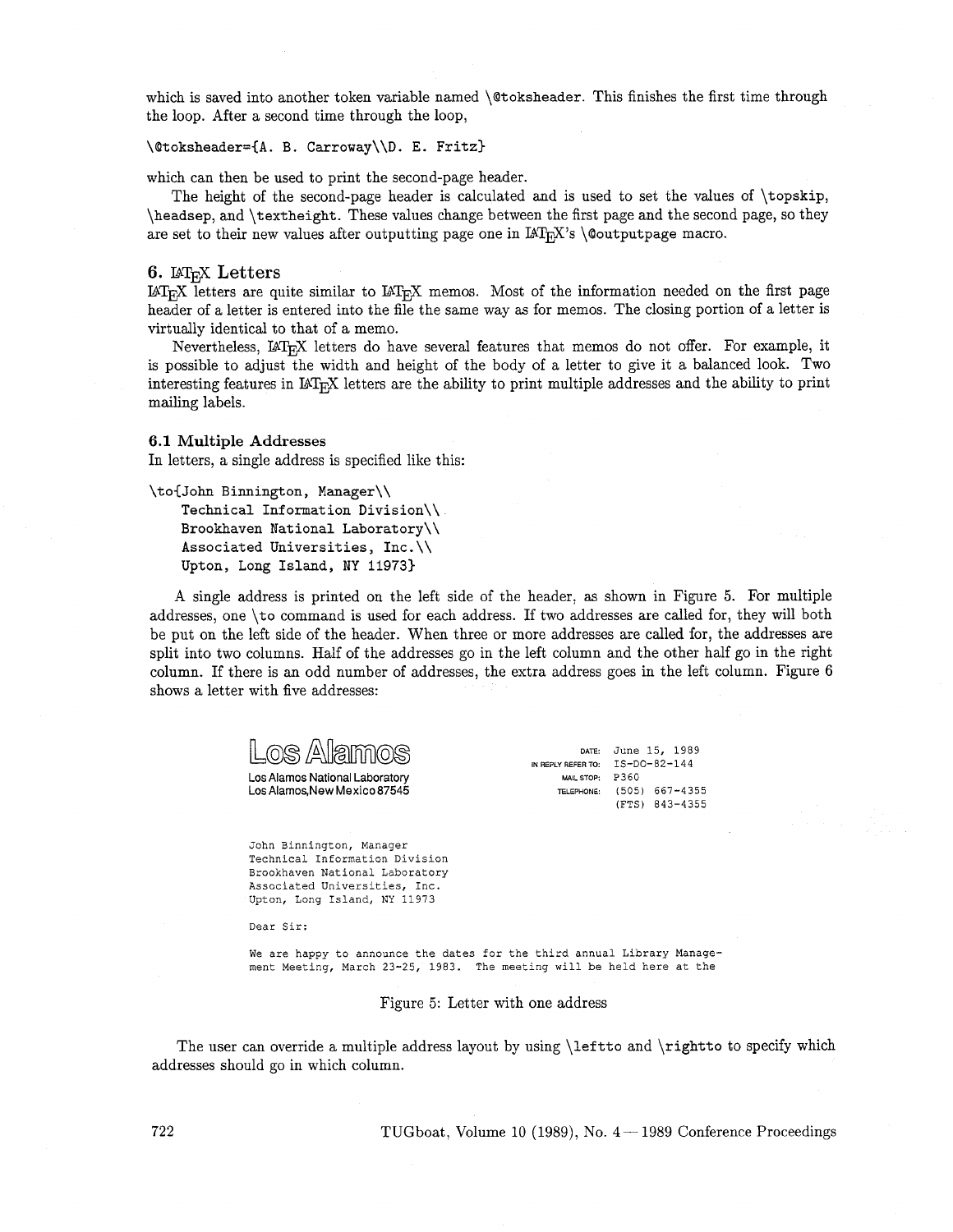which is saved into another token variable named \@toksheader. This finishes the first time through the loop. After a second time through the loop,

```
\@toksheader={A. B. Carroway\\D. E. Fritz}
```

which can then be used to print the second-page header.

The height of the second-page header is calculated and is used to set the values of \topskip, \headsep, and \textheight. These values change between the first page and the second page, so they are set to their new values after outputting page one in LaTeX's \@outputpage macro.

## 6. LaTeX Letters

LaTeX letters are quite similar to LaTeX memos. Most of the information needed on the first page header of a letter is entered into the file the same way as for memos. The closing portion of a letter is virtually identical to that of a memo.

Nevertheless, LaTeX letters do have several features that memos do not offer. For example, it is possible to adjust the width and height of the body of a letter to give it a balanced look. Two interesting features in LaTeX letters are the ability to print multiple addresses and the ability to print mailing labels.

### 6.1 Multiple Addresses

In letters, a single address is specified like this:

```
\to{John Binnington, Manager\\
    Technical Information Division\\
    Brookhaven National Laboratory\\
    Associated Universities, Inc.\\
    Upton, Long Island, NY 11973}
```

A single address is printed on the left side of the header, as shown in Figure 5. For multiple addresses, one \to command is used for each address. If two addresses are called for, they will both be put on the left side of the header. When three or more addresses are called for, the addresses are split into two columns. Half of the addresses go in the left column and the other half go in the right column. If there is an odd number of addresses, the extra address goes in the left column. Figure 6 shows a letter with five addresses:

Los Alamos

Los Alamos National Laboratory
Los Alamos,New Mexico 87545

DATE: June 15, 1989
IN REPLY REFER TO: IS-DO-82-144
MAIL STOP: P360
TELEPHONE: (505) 667-4355
(FTS) 843-4355

John Binnington, Manager
Technical Information Division
Brookhaven National Laboratory
Associated Universities, Inc.
Upton, Long Island, NY 11973

Dear Sir:

We are happy to announce the dates for the third annual Library Management Meeting, March 23-25, 1983. The meeting will be held here at the

Figure 5: Letter with one address

The user can override a multiple address layout by using \leftto and \rightto to specify which addresses should go in which column.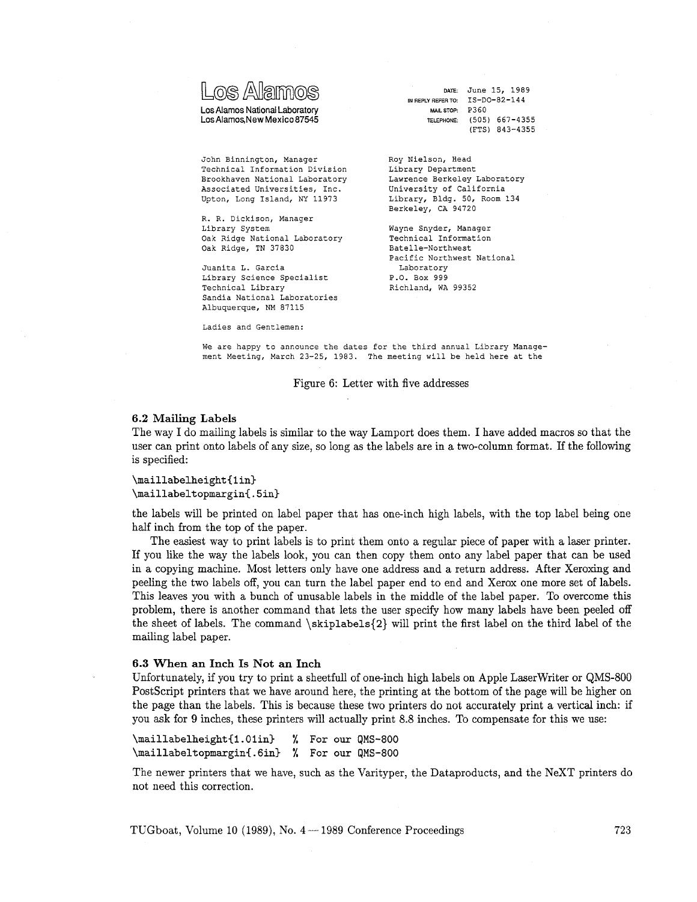Los Alamos

Los Alamos National Laboratory
Los Alamos,New Mexico 87545

DATE: June 15, 1989
IN REPLY REFER TO: IS-DO-82-144
MAIL STOP: P360
TELEPHONE: (505) 667-4355
(FTS) 843-4355

```
John Binnington, Manager
Technical Information Division
Brookhaven National Laboratory
Associated Universities, Inc.
Upton, Long Island, NY 11973

R. R. Dickison, Manager
Library System
Oak Ridge National Laboratory
Oak Ridge, TN 37830

Juanita L. Garcia
Library Science Specialist
Technical Library
Sandia National Laboratories
Albuquerque, NM 87115

Roy Nielson, Head
Library Department
Lawrence Berkeley Laboratory
University of California
Library, Bldg. 50, Room 134
Berkeley, CA 94720

Wayne Snyder, Manager
Technical Information
Batelle-Northwest
Pacific Northwest National
  Laboratory
P.O. Box 999
Richland, WA 99352

Ladies and Gentlemen:

We are happy to announce the dates for the third annual Library Manage-
ment Meeting, March 23-25, 1983.  The meeting will be held here at the
```

Figure 6: Letter with five addresses

### 6.2 Mailing Labels

The way I do mailing labels is similar to the way Lamport does them. I have added macros so that the user can print onto labels of any size, so long as the labels are in a two-column format. If the following is specified:

```
\maillabelheight{1in}
\maillabeltopmargin{.5in}
```

the labels will be printed on label paper that has one-inch high labels, with the top label being one half inch from the top of the paper.

The easiest way to print labels is to print them onto a regular piece of paper with a laser printer. If you like the way the labels look, you can then copy them onto any label paper that can be used in a copying machine. Most letters only have one address and a return address. After Xeroxing and peeling the two labels off, you can turn the label paper end to end and Xerox one more set of labels. This leaves you with a bunch of unusable labels in the middle of the label paper. To overcome this problem, there is another command that lets the user specify how many labels have been peeled off the sheet of labels. The command `\skiplabels{2}` will print the first label on the third label of the mailing label paper.

### 6.3 When an Inch Is Not an Inch

Unfortunately, if you try to print a sheetfull of one-inch high labels on Apple LaserWriter or QMS-800 PostScript printers that we have around here, the printing at the bottom of the page will be higher on the page than the labels. This is because these two printers do not accurately print a vertical inch: if you ask for 9 inches, these printers will actually print 8.8 inches. To compensate for this we use:

```
\maillabelheight{1.01in}   % For our QMS-800
\maillabeltopmargin{.6in}  % For our QMS-800
```

The newer printers that we have, such as the Varityper, the Dataproducts, and the NeXT printers do not need this correction.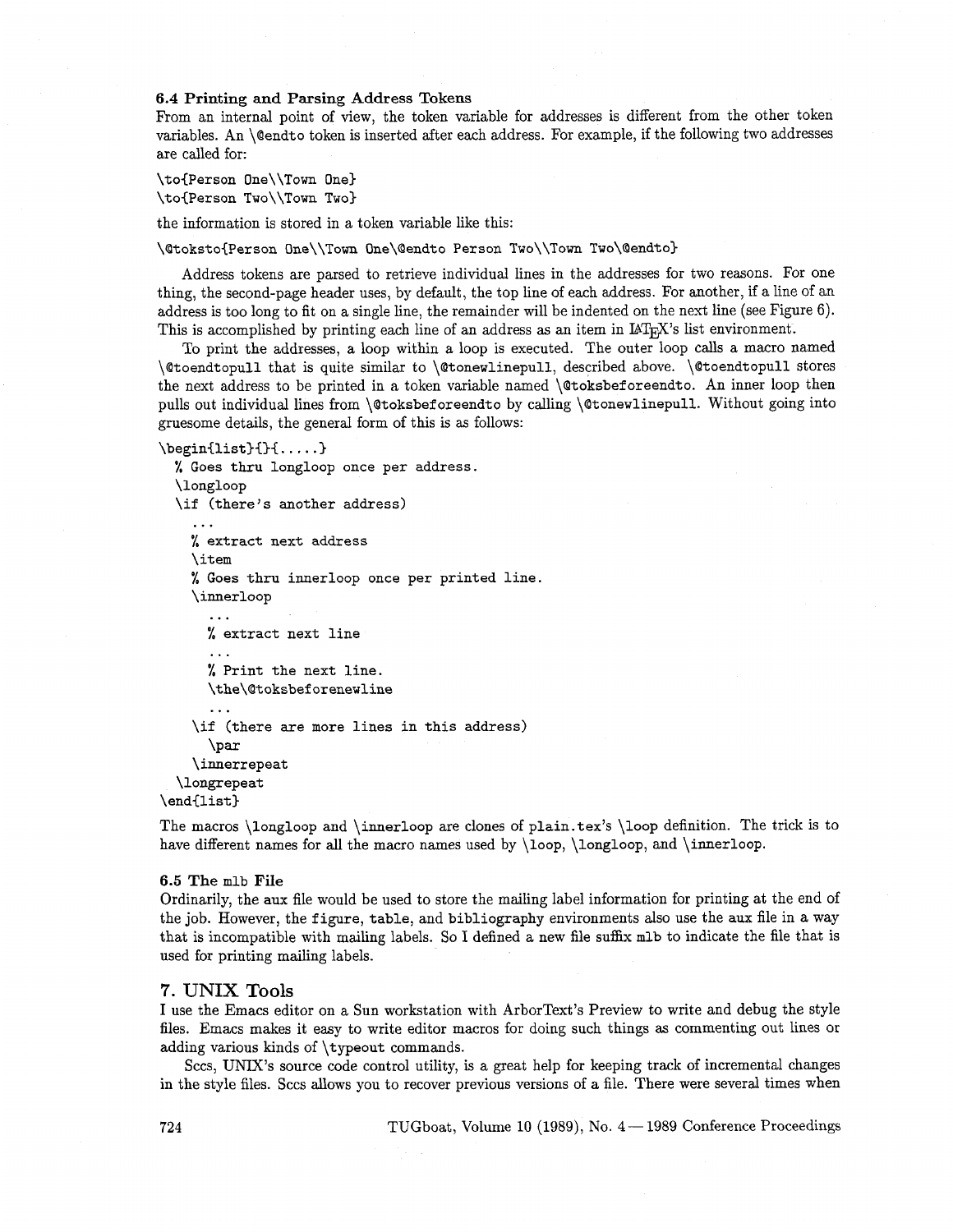### 6.4 Printing and Parsing Address Tokens

From an internal point of view, the token variable for addresses is different from the other token variables. An `\@endto` token is inserted after each address. For example, if the following two addresses are called for:

```
\to{Person One\\Town One}
\to{Person Two\\Town Two}
```

the information is stored in a token variable like this:

```
\@toksto{Person One\\Town One\@endto Person Two\\Town Two\@endto}
```

Address tokens are parsed to retrieve individual lines in the addresses for two reasons. For one thing, the second-page header uses, by default, the top line of each address. For another, if a line of an address is too long to fit on a single line, the remainder will be indented on the next line (see Figure 6). This is accomplished by printing each line of an address as an item in LaTeX's list environment.

To print the addresses, a loop within a loop is executed. The outer loop calls a macro named `\@toendtopull` that is quite similar to `\@tonewlinepull`, described above. `\@toendtopull` stores the next address to be printed in a token variable named `\@toksbeforeendto`. An inner loop then pulls out individual lines from `\@toksbeforeendto` by calling `\@tonewlinepull`. Without going into gruesome details, the general form of this is as follows:

```
\begin{list}{}{.....}
  % Goes thru longloop once per address.
  \longloop
  \if (there's another address)
    ...
    % extract next address
    \item
    % Goes thru innerloop once per printed line.
    \innerloop
      ...
      % extract next line
      ...
      % Print the next line.
      \the\@toksbeforenewline
      ...
    \if (there are more lines in this address)
      \par
    \innerrepeat
  \longrepeat
\end{list}
```

The macros `\longloop` and `\innerloop` are clones of `plain.tex`'s `\loop` definition. The trick is to have different names for all the macro names used by `\loop`, `\longloop`, and `\innerloop`.

### 6.5 The mlb File

Ordinarily, the aux file would be used to store the mailing label information for printing at the end of the job. However, the figure, table, and bibliography environments also use the aux file in a way that is incompatible with mailing labels. So I defined a new file suffix mlb to indicate the file that is used for printing mailing labels.

## 7. UNIX Tools

I use the Emacs editor on a Sun workstation with ArborText's Preview to write and debug the style files. Emacs makes it easy to write editor macros for doing such things as commenting out lines or adding various kinds of `\typeout` commands.

Sccs, UNIX's source code control utility, is a great help for keeping track of incremental changes in the style files. Sccs allows you to recover previous versions of a file. There were several times when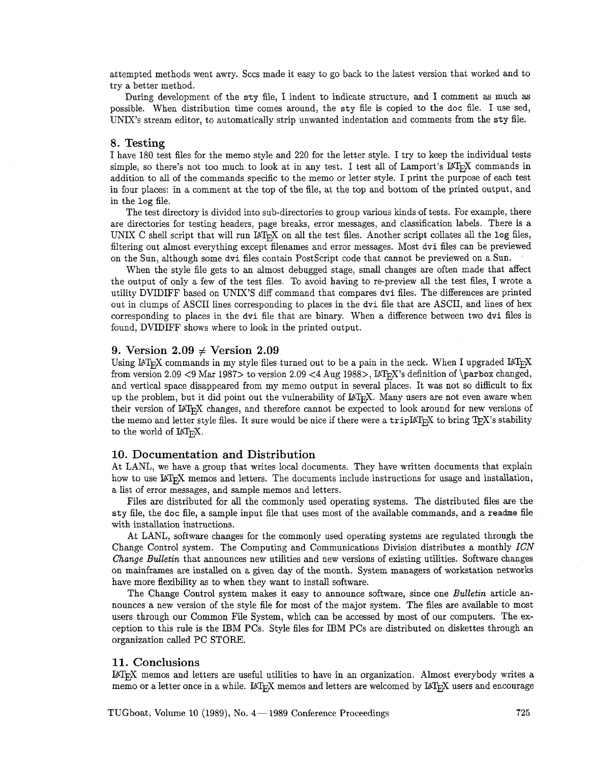attempted methods went awry. Sccs made it easy to go back to the latest version that worked and to try a better method.

During development of the `sty` file, I indent to indicate structure, and I comment as much as possible. When distribution time comes around, the `sty` file is copied to the `doc` file. I use sed, UNIX's stream editor, to automatically strip unwanted indentation and comments from the `sty` file.

## 8. Testing

I have 180 test files for the memo style and 220 for the letter style. I try to keep the individual tests simple, so there's not too much to look at in any test. I test all of Lamport's LaTeX commands in addition to all of the commands specific to the memo or letter style. I print the purpose of each test in four places: in a comment at the top of the file, at the top and bottom of the printed output, and in the `log` file.

The test directory is divided into sub-directories to group various kinds of tests. For example, there are directories for testing headers, page breaks, error messages, and classification labels. There is a UNIX C shell script that will run LaTeX on all the test files. Another script collates all the `log` files, filtering out almost everything except filenames and error messages. Most `dvi` files can be previewed on the Sun, although some `dvi` files contain PostScript code that cannot be previewed on a Sun.

When the style file gets to an almost debugged stage, small changes are often made that affect the output of only a few of the test files. To avoid having to re-preview all the test files, I wrote a utility DVIDIFF based on UNIX'S diff command that compares `dvi` files. The differences are printed out in clumps of ASCII lines corresponding to places in the `dvi` file that are ASCII, and lines of hex corresponding to places in the `dvi` file that are binary. When a difference between two `dvi` files is found, DVIDIFF shows where to look in the printed output.

## 9. Version 2.09 $\neq$ Version 2.09

Using LaTeX commands in my style files turned out to be a pain in the neck. When I upgraded LaTeX from version 2.09 <9 Mar 1987> to version 2.09 <4 Aug 1988>, LaTeX's definition of `\parbox` changed, and vertical space disappeared from my memo output in several places. It was not so difficult to fix up the problem, but it did point out the vulnerability of LaTeX. Many users are not even aware when their version of LaTeX changes, and therefore cannot be expected to look around for new versions of the memo and letter style files. It sure would be nice if there were a `trip`LaTeX to bring TeX's stability to the world of LaTeX.

## 10. Documentation and Distribution

At LANL, we have a group that writes local documents. They have written documents that explain how to use LaTeX memos and letters. The documents include instructions for usage and installation, a list of error messages, and sample memos and letters.

Files are distributed for all the commonly used operating systems. The distributed files are the `sty` file, the `doc` file, a sample input file that uses most of the available commands, and a `readme` file with installation instructions.

At LANL, software changes for the commonly used operating systems are regulated through the Change Control system. The Computing and Communications Division distributes a monthly *ICN Change Bulletin* that announces new utilities and new versions of existing utilities. Software changes on mainframes are installed on a given day of the month. System managers of workstation networks have more flexibility as to when they want to install software.

The Change Control system makes it easy to announce software, since one *Bulletin* article announces a new version of the style file for most of the major system. The files are available to most users through our Common File System, which can be accessed by most of our computers. The exception to this rule is the IBM PCs. Style files for IBM PCs are distributed on diskettes through an organization called PC STORE.

## 11. Conclusions

LaTeX memos and letters are useful utilities to have in an organization. Almost everybody writes a memo or a letter once in a while. LaTeX memos and letters are welcomed by LaTeX users and encourage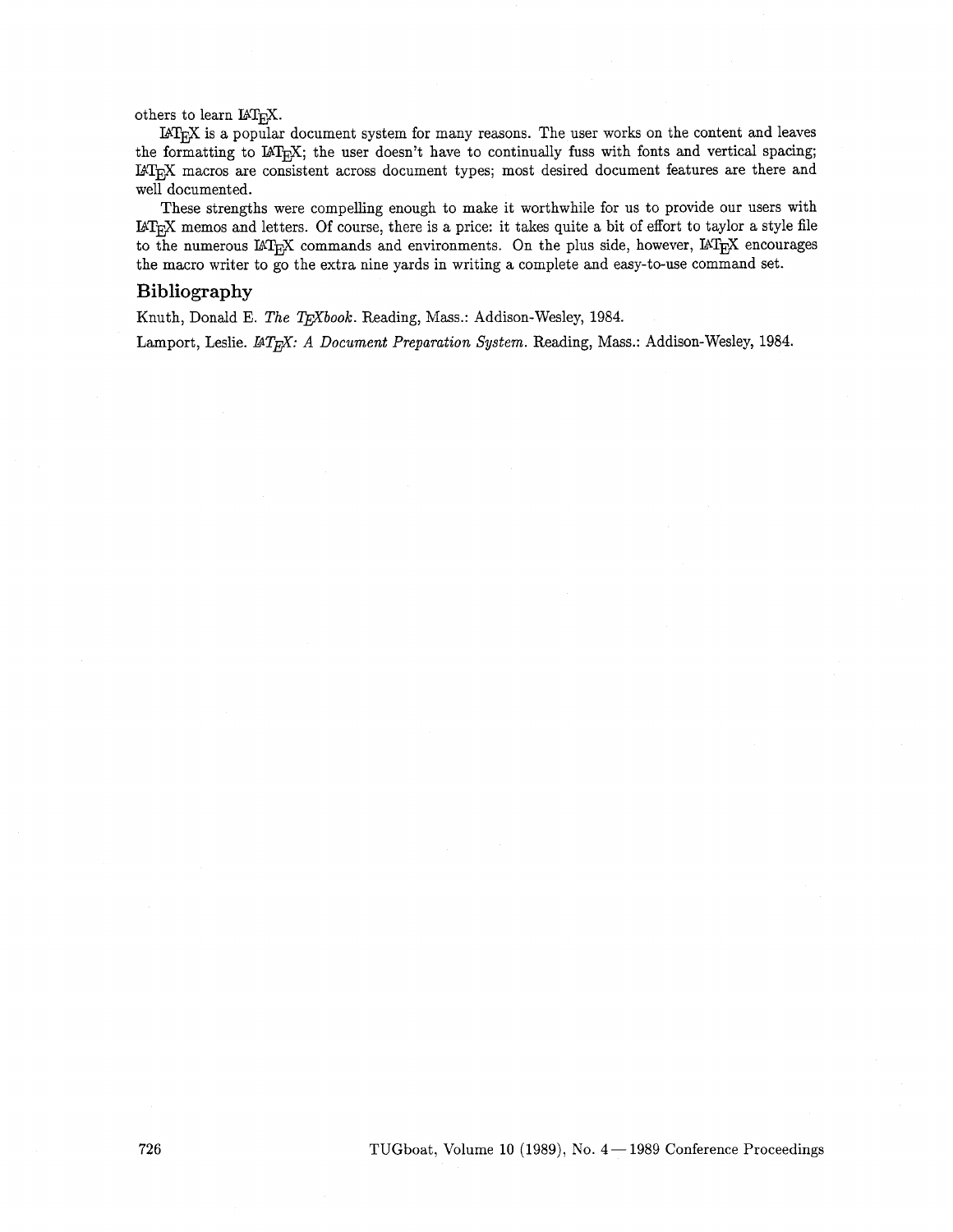others to learn LaTeX.

LaTeX is a popular document system for many reasons. The user works on the content and leaves the formatting to LaTeX; the user doesn't have to continually fuss with fonts and vertical spacing; LaTeX macros are consistent across document types; most desired document features are there and well documented.

These strengths were compelling enough to make it worthwhile for us to provide our users with LaTeX memos and letters. Of course, there is a price: it takes quite a bit of effort to taylor a style file to the numerous LaTeX commands and environments. On the plus side, however, LaTeX encourages the macro writer to go the extra nine yards in writing a complete and easy-to-use command set.

## Bibliography

Knuth, Donald E. *The TeXbook*. Reading, Mass.: Addison-Wesley, 1984.

Lamport, Leslie. *LaTeX: A Document Preparation System*. Reading, Mass.: Addison-Wesley, 1984.